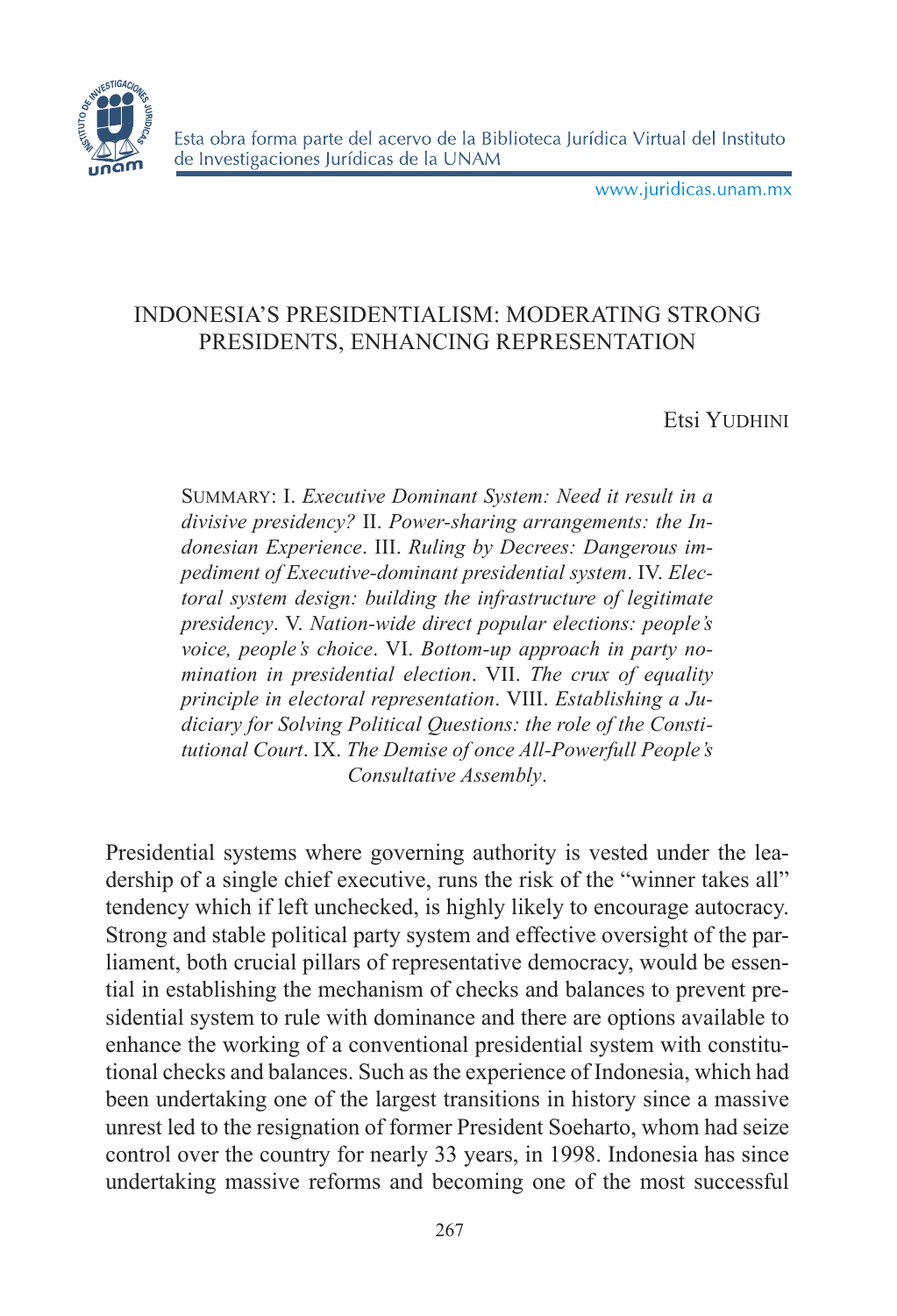# INDONESIA'S PRESIDENTIALISM: MODERATING STRONG PRESIDENTS, ENHANCING REPRESENTATION

Etsi YUDHINI

SUMMARY: I. *Executive Dominant System: Need it result in a divisive presidency?* II. *Power-sharing arrangements: the Indonesian Experience*. III. *Ruling by Decrees: Dangerous impediment of Executive-dominant presidential system*. IV. *Electoral system design: building the infrastructure of legitimate presidency*. V. *Nation-wide direct popular elections: people's voice, people's choice*. VI. *Bottom-up approach in party nomination in presidential election*. VII. *The crux of equality principle in electoral representation*. VIII. *Establishing a Judiciary for Solving Political Questions: the role of the Constitutional Court*. IX. *The Demise of once All-Powerfull People's Consultative Assembly*.

Presidential systems where governing authority is vested under the leadership of a single chief executive, runs the risk of the "winner takes all" tendency which if left unchecked, is highly likely to encourage autocracy. Strong and stable political party system and effective oversight of the parliament, both crucial pillars of representative democracy, would be essential in establishing the mechanism of checks and balances to prevent presidential system to rule with dominance and there are options available to enhance the working of a conventional presidential system with constitutional checks and balances. Such as the experience of Indonesia, which had been undertaking one of the largest transitions in history since a massive unrest led to the resignation of former President Soeharto, whom had seize control over the country for nearly 33 years, in 1998. Indonesia has since undertaking massive reforms and becoming one of the most successful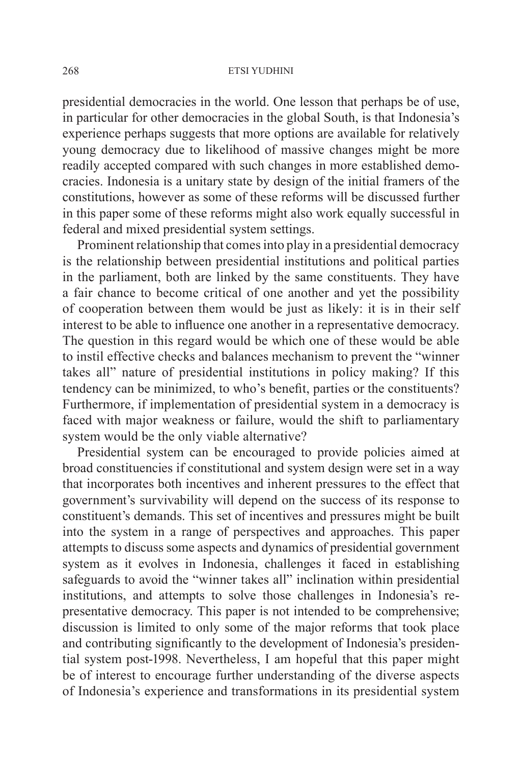presidential democracies in the world. One lesson that perhaps be of use, in particular for other democracies in the global South, is that Indonesia's experience perhaps suggests that more options are available for relatively young democracy due to likelihood of massive changes might be more readily accepted compared with such changes in more established democracies. Indonesia is a unitary state by design of the initial framers of the constitutions, however as some of these reforms will be discussed further in this paper some of these reforms might also work equally successful in federal and mixed presidential system settings.

Prominent relationship that comes into play in a presidential democracy is the relationship between presidential institutions and political parties in the parliament, both are linked by the same constituents. They have a fair chance to become critical of one another and yet the possibility of cooperation between them would be just as likely: it is in their self interest to be able to influence one another in a representative democracy. The question in this regard would be which one of these would be able to instil effective checks and balances mechanism to prevent the "winner takes all" nature of presidential institutions in policy making? If this tendency can be minimized, to who's benefit, parties or the constituents? Furthermore, if implementation of presidential system in a democracy is faced with major weakness or failure, would the shift to parliamentary system would be the only viable alternative?

Presidential system can be encouraged to provide policies aimed at broad constituencies if constitutional and system design were set in a way that incorporates both incentives and inherent pressures to the effect that government's survivability will depend on the success of its response to constituent's demands. This set of incentives and pressures might be built into the system in a range of perspectives and approaches. This paper attempts to discuss some aspects and dynamics of presidential government system as it evolves in Indonesia, challenges it faced in establishing safeguards to avoid the "winner takes all" inclination within presidential institutions, and attempts to solve those challenges in Indonesia's representative democracy. This paper is not intended to be comprehensive; discussion is limited to only some of the major reforms that took place and contributing significantly to the development of Indonesia's presidential system post-1998. Nevertheless, I am hopeful that this paper might be of interest to encourage further understanding of the diverse aspects of Indonesia's experience and transformations in its presidential system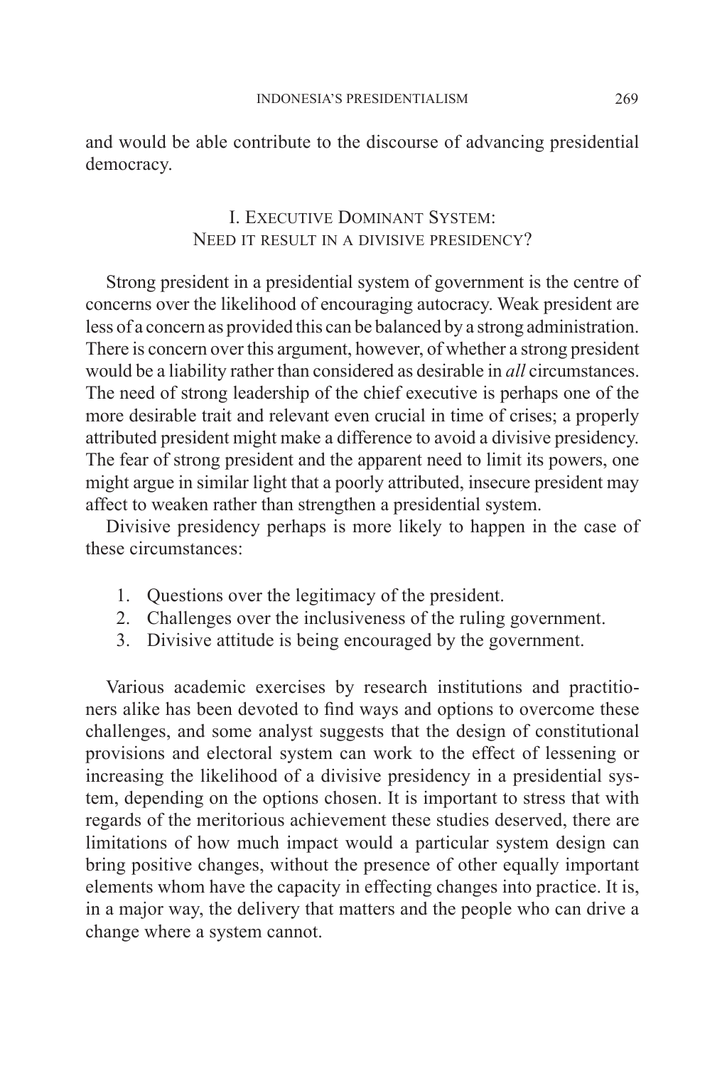and would be able contribute to the discourse of advancing presidential democracy.

## I. Executive Dominant System: Need it result in a divisive presidency?

Strong president in a presidential system of government is the centre of concerns over the likelihood of encouraging autocracy. Weak president are less of a concern as provided this can be balanced by a strong administration. There is concern over this argument, however, of whether a strong president would be a liability rather than considered as desirable in *all* circumstances. The need of strong leadership of the chief executive is perhaps one of the more desirable trait and relevant even crucial in time of crises; a properly attributed president might make a difference to avoid a divisive presidency. The fear of strong president and the apparent need to limit its powers, one might argue in similar light that a poorly attributed, insecure president may affect to weaken rather than strengthen a presidential system.

Divisive presidency perhaps is more likely to happen in the case of these circumstances:

1. Questions over the legitimacy of the president.
2. Challenges over the inclusiveness of the ruling government.
3. Divisive attitude is being encouraged by the government.

Various academic exercises by research institutions and practitioners alike has been devoted to find ways and options to overcome these challenges, and some analyst suggests that the design of constitutional provisions and electoral system can work to the effect of lessening or increasing the likelihood of a divisive presidency in a presidential system, depending on the options chosen. It is important to stress that with regards of the meritorious achievement these studies deserved, there are limitations of how much impact would a particular system design can bring positive changes, without the presence of other equally important elements whom have the capacity in effecting changes into practice. It is, in a major way, the delivery that matters and the people who can drive a change where a system cannot.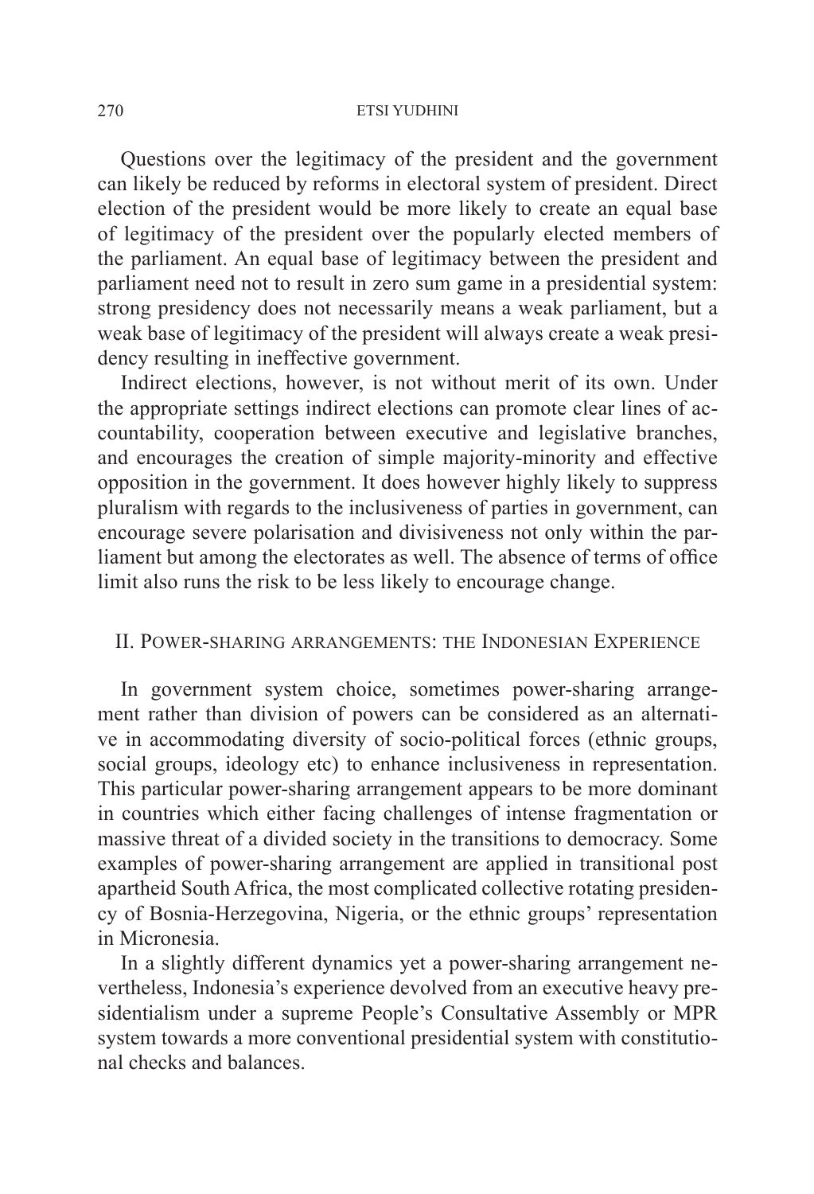Questions over the legitimacy of the president and the government can likely be reduced by reforms in electoral system of president. Direct election of the president would be more likely to create an equal base of legitimacy of the president over the popularly elected members of the parliament. An equal base of legitimacy between the president and parliament need not to result in zero sum game in a presidential system: strong presidency does not necessarily means a weak parliament, but a weak base of legitimacy of the president will always create a weak presidency resulting in ineffective government.

Indirect elections, however, is not without merit of its own. Under the appropriate settings indirect elections can promote clear lines of accountability, cooperation between executive and legislative branches, and encourages the creation of simple majority-minority and effective opposition in the government. It does however highly likely to suppress pluralism with regards to the inclusiveness of parties in government, can encourage severe polarisation and divisiveness not only within the parliament but among the electorates as well. The absence of terms of office limit also runs the risk to be less likely to encourage change.

## II. Power-sharing arrangements: the Indonesian Experience

In government system choice, sometimes power-sharing arrangement rather than division of powers can be considered as an alternative in accommodating diversity of socio-political forces (ethnic groups, social groups, ideology etc) to enhance inclusiveness in representation. This particular power-sharing arrangement appears to be more dominant in countries which either facing challenges of intense fragmentation or massive threat of a divided society in the transitions to democracy. Some examples of power-sharing arrangement are applied in transitional post apartheid South Africa, the most complicated collective rotating presidency of Bosnia-Herzegovina, Nigeria, or the ethnic groups' representation in Micronesia.

In a slightly different dynamics yet a power-sharing arrangement nevertheless, Indonesia's experience devolved from an executive heavy presidentialism under a supreme People's Consultative Assembly or MPR system towards a more conventional presidential system with constitutional checks and balances.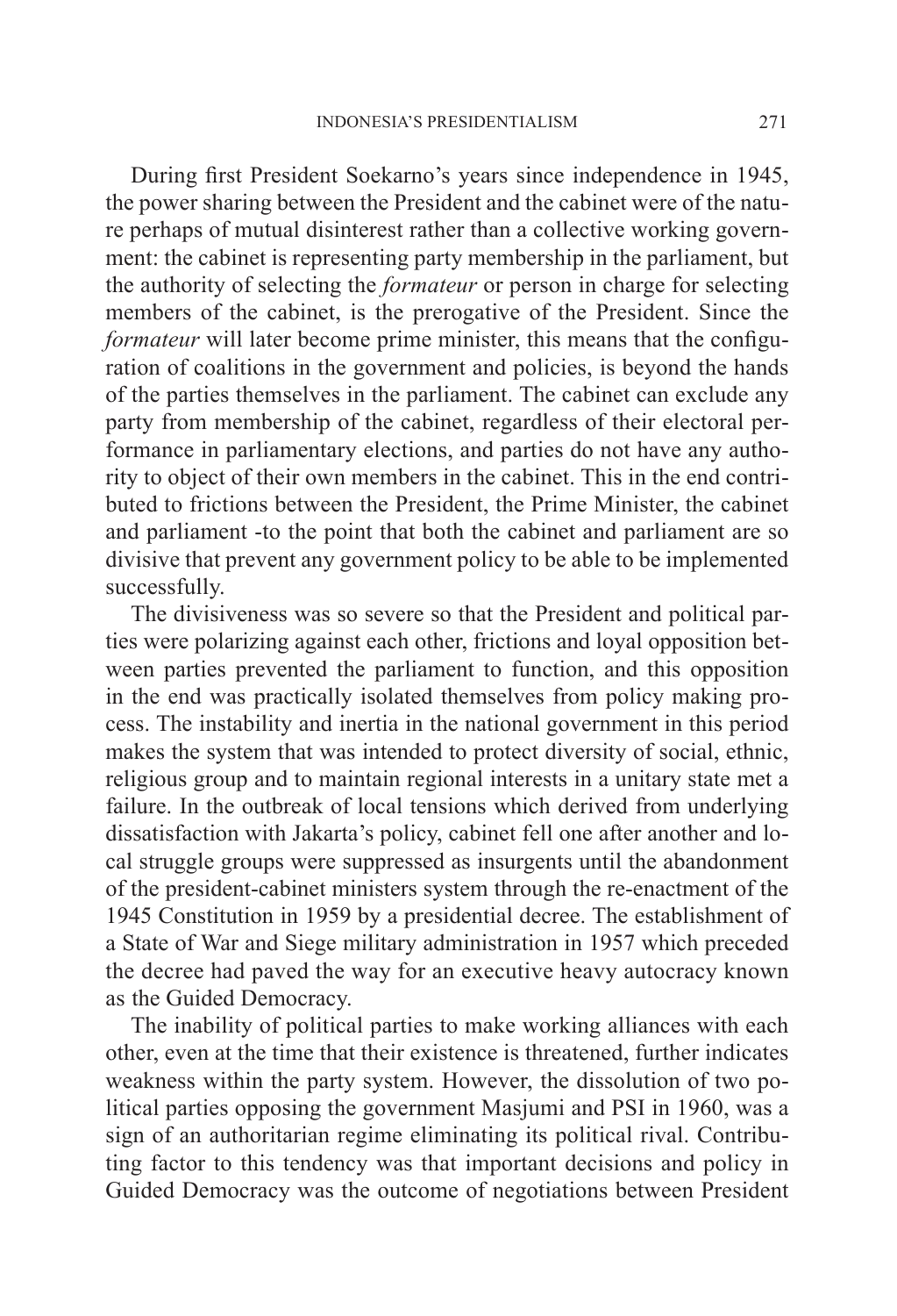During first President Soekarno's years since independence in 1945, the power sharing between the President and the cabinet were of the nature perhaps of mutual disinterest rather than a collective working government: the cabinet is representing party membership in the parliament, but the authority of selecting the *formateur* or person in charge for selecting members of the cabinet, is the prerogative of the President. Since the *formateur* will later become prime minister, this means that the configuration of coalitions in the government and policies, is beyond the hands of the parties themselves in the parliament. The cabinet can exclude any party from membership of the cabinet, regardless of their electoral performance in parliamentary elections, and parties do not have any authority to object of their own members in the cabinet. This in the end contributed to frictions between the President, the Prime Minister, the cabinet and parliament -to the point that both the cabinet and parliament are so divisive that prevent any government policy to be able to be implemented successfully.

The divisiveness was so severe so that the President and political parties were polarizing against each other, frictions and loyal opposition between parties prevented the parliament to function, and this opposition in the end was practically isolated themselves from policy making process. The instability and inertia in the national government in this period makes the system that was intended to protect diversity of social, ethnic, religious group and to maintain regional interests in a unitary state met a failure. In the outbreak of local tensions which derived from underlying dissatisfaction with Jakarta's policy, cabinet fell one after another and local struggle groups were suppressed as insurgents until the abandonment of the president-cabinet ministers system through the re-enactment of the 1945 Constitution in 1959 by a presidential decree. The establishment of a State of War and Siege military administration in 1957 which preceded the decree had paved the way for an executive heavy autocracy known as the Guided Democracy.

The inability of political parties to make working alliances with each other, even at the time that their existence is threatened, further indicates weakness within the party system. However, the dissolution of two political parties opposing the government Masjumi and PSI in 1960, was a sign of an authoritarian regime eliminating its political rival. Contributing factor to this tendency was that important decisions and policy in Guided Democracy was the outcome of negotiations between President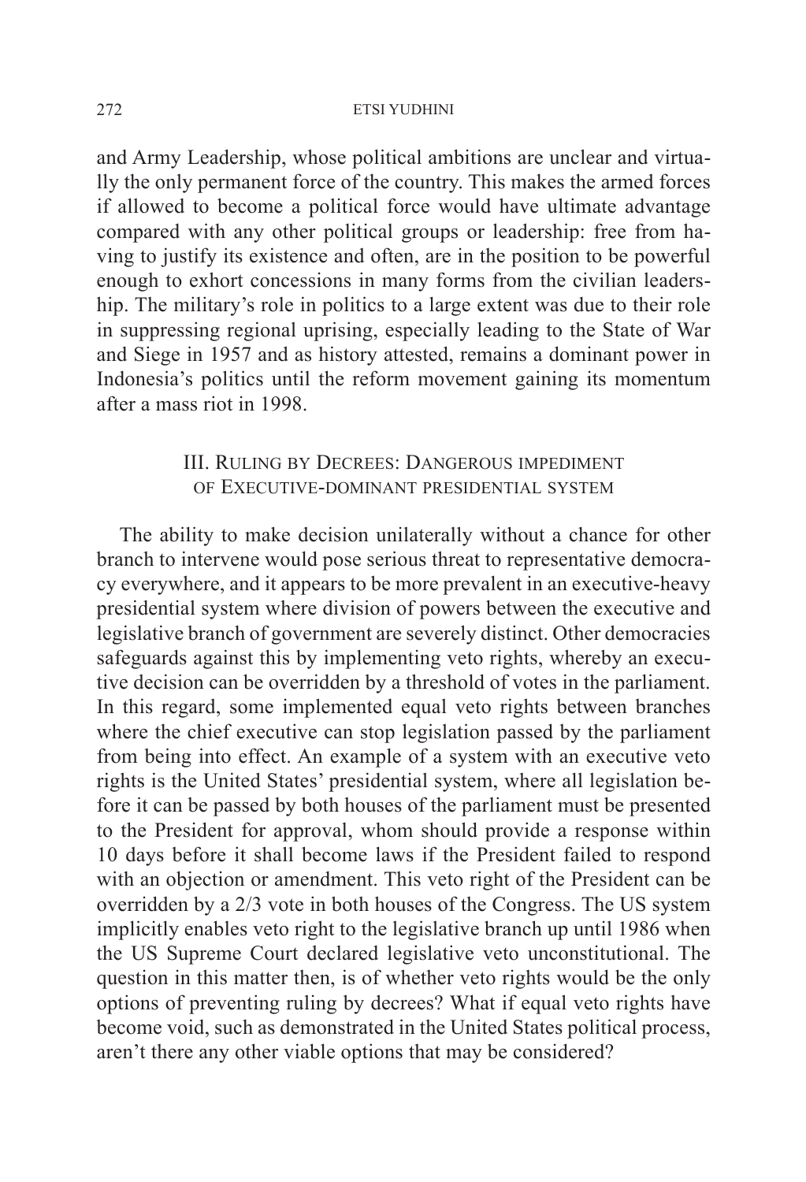and Army Leadership, whose political ambitions are unclear and virtually the only permanent force of the country. This makes the armed forces if allowed to become a political force would have ultimate advantage compared with any other political groups or leadership: free from having to justify its existence and often, are in the position to be powerful enough to exhort concessions in many forms from the civilian leadership. The military's role in politics to a large extent was due to their role in suppressing regional uprising, especially leading to the State of War and Siege in 1957 and as history attested, remains a dominant power in Indonesia's politics until the reform movement gaining its momentum after a mass riot in 1998.

## III. Ruling by Decrees: Dangerous impediment of Executive-dominant presidential system

The ability to make decision unilaterally without a chance for other branch to intervene would pose serious threat to representative democracy everywhere, and it appears to be more prevalent in an executive-heavy presidential system where division of powers between the executive and legislative branch of government are severely distinct. Other democracies safeguards against this by implementing veto rights, whereby an executive decision can be overridden by a threshold of votes in the parliament. In this regard, some implemented equal veto rights between branches where the chief executive can stop legislation passed by the parliament from being into effect. An example of a system with an executive veto rights is the United States' presidential system, where all legislation before it can be passed by both houses of the parliament must be presented to the President for approval, whom should provide a response within 10 days before it shall become laws if the President failed to respond with an objection or amendment. This veto right of the President can be overridden by a 2/3 vote in both houses of the Congress. The US system implicitly enables veto right to the legislative branch up until 1986 when the US Supreme Court declared legislative veto unconstitutional. The question in this matter then, is of whether veto rights would be the only options of preventing ruling by decrees? What if equal veto rights have become void, such as demonstrated in the United States political process, aren't there any other viable options that may be considered?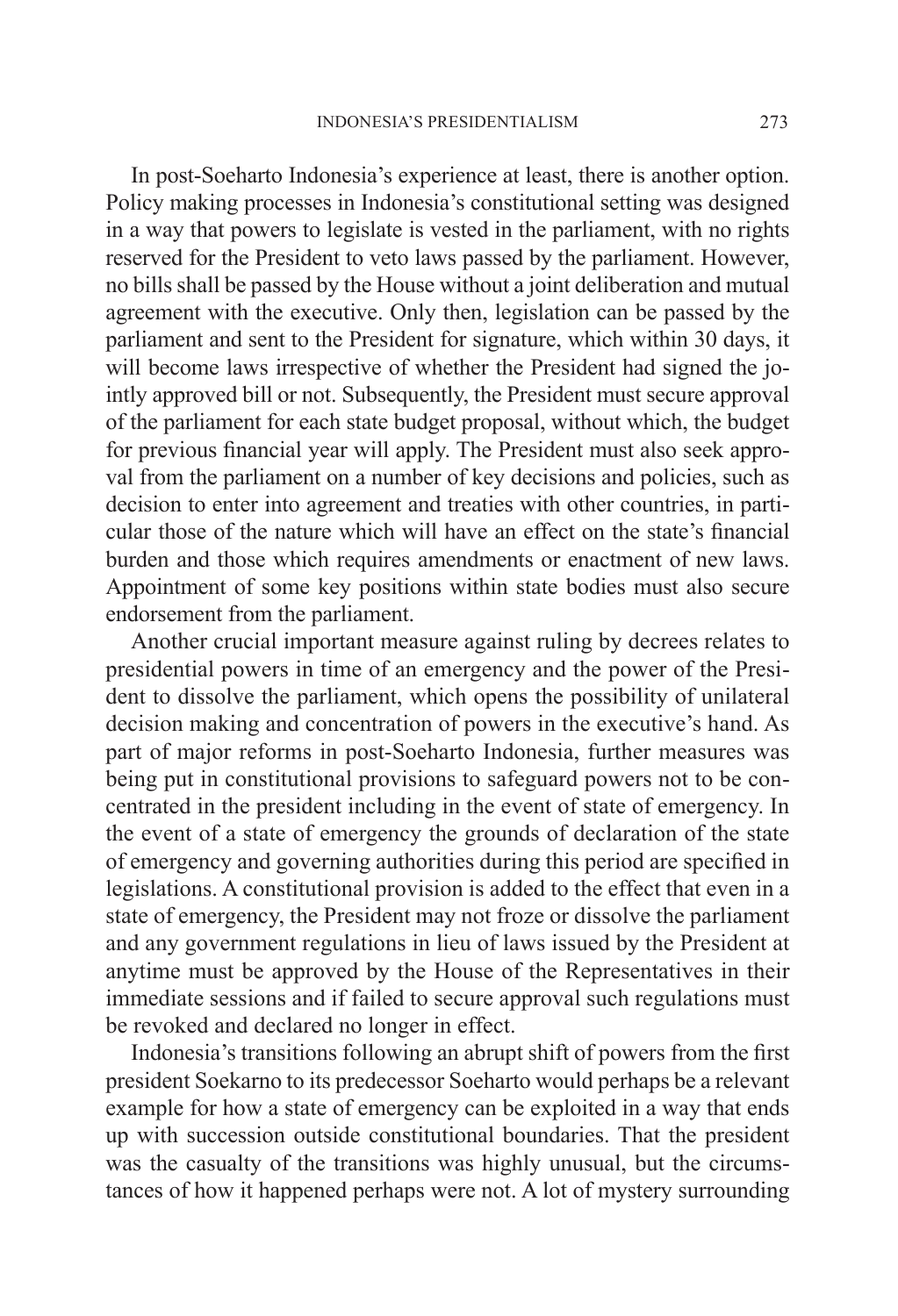In post-Soeharto Indonesia's experience at least, there is another option. Policy making processes in Indonesia's constitutional setting was designed in a way that powers to legislate is vested in the parliament, with no rights reserved for the President to veto laws passed by the parliament. However, no bills shall be passed by the House without a joint deliberation and mutual agreement with the executive. Only then, legislation can be passed by the parliament and sent to the President for signature, which within 30 days, it will become laws irrespective of whether the President had signed the jointly approved bill or not. Subsequently, the President must secure approval of the parliament for each state budget proposal, without which, the budget for previous financial year will apply. The President must also seek approval from the parliament on a number of key decisions and policies, such as decision to enter into agreement and treaties with other countries, in particular those of the nature which will have an effect on the state's financial burden and those which requires amendments or enactment of new laws. Appointment of some key positions within state bodies must also secure endorsement from the parliament.

Another crucial important measure against ruling by decrees relates to presidential powers in time of an emergency and the power of the President to dissolve the parliament, which opens the possibility of unilateral decision making and concentration of powers in the executive's hand. As part of major reforms in post-Soeharto Indonesia, further measures was being put in constitutional provisions to safeguard powers not to be concentrated in the president including in the event of state of emergency. In the event of a state of emergency the grounds of declaration of the state of emergency and governing authorities during this period are specified in legislations. A constitutional provision is added to the effect that even in a state of emergency, the President may not froze or dissolve the parliament and any government regulations in lieu of laws issued by the President at anytime must be approved by the House of the Representatives in their immediate sessions and if failed to secure approval such regulations must be revoked and declared no longer in effect.

Indonesia's transitions following an abrupt shift of powers from the first president Soekarno to its predecessor Soeharto would perhaps be a relevant example for how a state of emergency can be exploited in a way that ends up with succession outside constitutional boundaries. That the president was the casualty of the transitions was highly unusual, but the circumstances of how it happened perhaps were not. A lot of mystery surrounding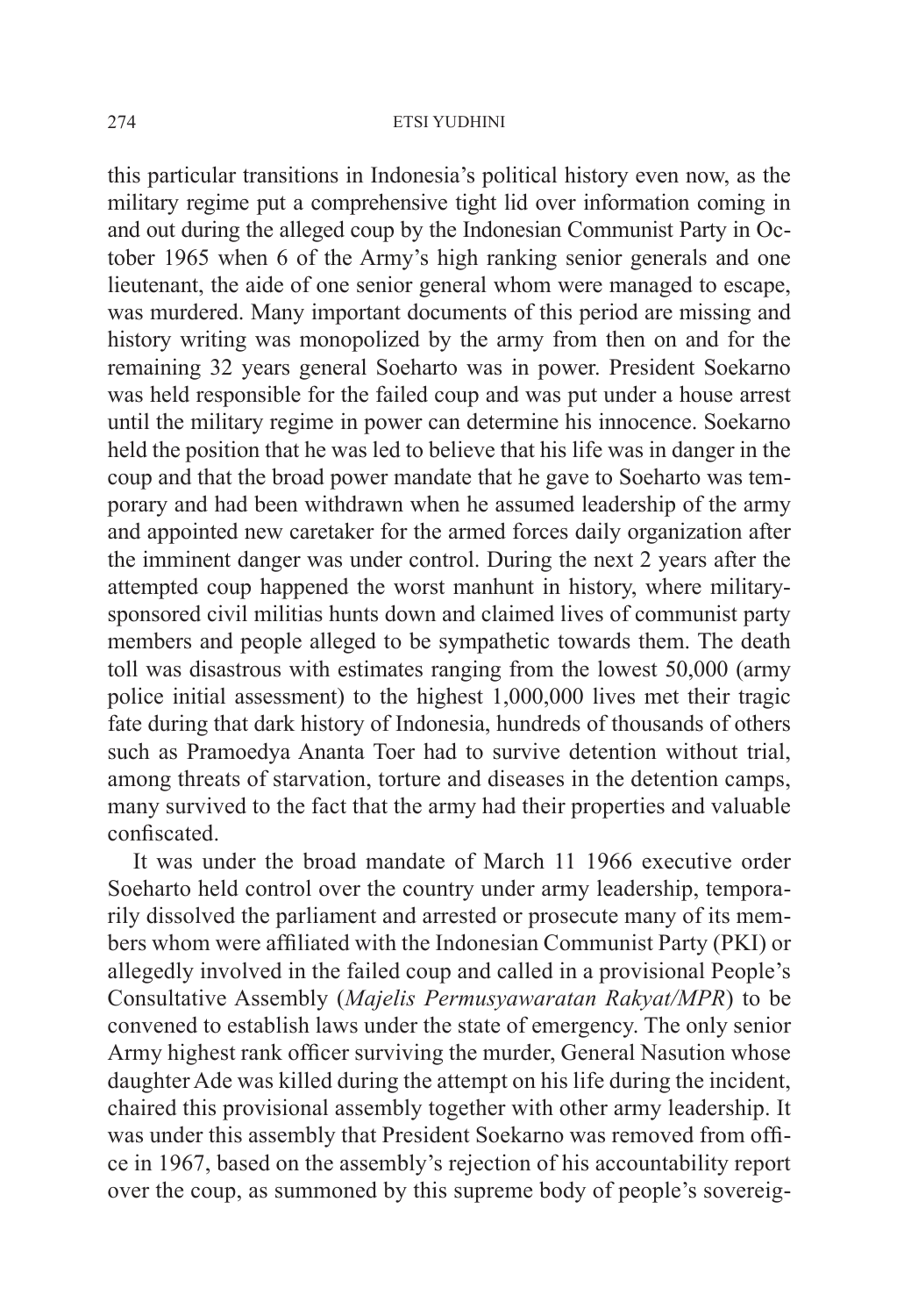this particular transitions in Indonesia's political history even now, as the military regime put a comprehensive tight lid over information coming in and out during the alleged coup by the Indonesian Communist Party in October 1965 when 6 of the Army's high ranking senior generals and one lieutenant, the aide of one senior general whom were managed to escape, was murdered. Many important documents of this period are missing and history writing was monopolized by the army from then on and for the remaining 32 years general Soeharto was in power. President Soekarno was held responsible for the failed coup and was put under a house arrest until the military regime in power can determine his innocence. Soekarno held the position that he was led to believe that his life was in danger in the coup and that the broad power mandate that he gave to Soeharto was temporary and had been withdrawn when he assumed leadership of the army and appointed new caretaker for the armed forces daily organization after the imminent danger was under control. During the next 2 years after the attempted coup happened the worst manhunt in history, where military-sponsored civil militias hunts down and claimed lives of communist party members and people alleged to be sympathetic towards them. The death toll was disastrous with estimates ranging from the lowest 50,000 (army police initial assessment) to the highest 1,000,000 lives met their tragic fate during that dark history of Indonesia, hundreds of thousands of others such as Pramoedya Ananta Toer had to survive detention without trial, among threats of starvation, torture and diseases in the detention camps, many survived to the fact that the army had their properties and valuable confiscated.

It was under the broad mandate of March 11 1966 executive order Soeharto held control over the country under army leadership, temporarily dissolved the parliament and arrested or prosecute many of its members whom were affiliated with the Indonesian Communist Party (PKI) or allegedly involved in the failed coup and called in a provisional People's Consultative Assembly (*Majelis Permusyawaratan Rakyat/MPR*) to be convened to establish laws under the state of emergency. The only senior Army highest rank officer surviving the murder, General Nasution whose daughter Ade was killed during the attempt on his life during the incident, chaired this provisional assembly together with other army leadership. It was under this assembly that President Soekarno was removed from office in 1967, based on the assembly's rejection of his accountability report over the coup, as summoned by this supreme body of people's sovereig-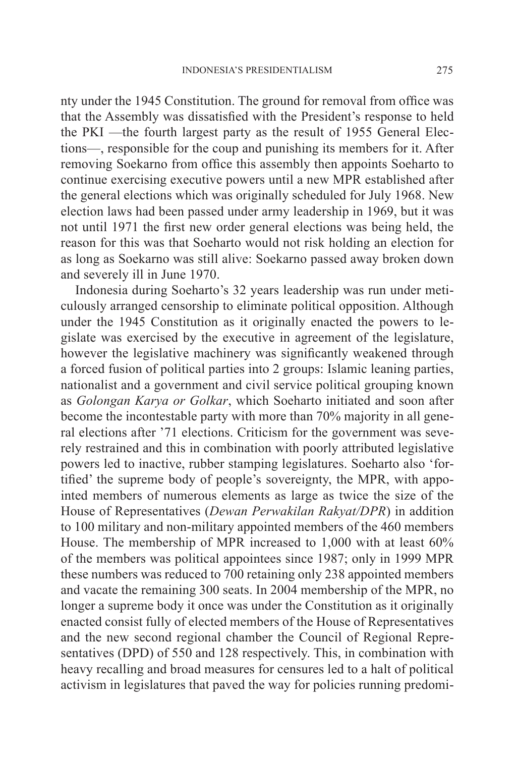nty under the 1945 Constitution. The ground for removal from office was that the Assembly was dissatisfied with the President's response to held the PKI —the fourth largest party as the result of 1955 General Elections—, responsible for the coup and punishing its members for it. After removing Soekarno from office this assembly then appoints Soeharto to continue exercising executive powers until a new MPR established after the general elections which was originally scheduled for July 1968. New election laws had been passed under army leadership in 1969, but it was not until 1971 the first new order general elections was being held, the reason for this was that Soeharto would not risk holding an election for as long as Soekarno was still alive: Soekarno passed away broken down and severely ill in June 1970.

Indonesia during Soeharto's 32 years leadership was run under meticulously arranged censorship to eliminate political opposition. Although under the 1945 Constitution as it originally enacted the powers to legislate was exercised by the executive in agreement of the legislature, however the legislative machinery was significantly weakened through a forced fusion of political parties into 2 groups: Islamic leaning parties, nationalist and a government and civil service political grouping known as *Golongan Karya or Golkar*, which Soeharto initiated and soon after become the incontestable party with more than 70% majority in all general elections after '71 elections. Criticism for the government was severely restrained and this in combination with poorly attributed legislative powers led to inactive, rubber stamping legislatures. Soeharto also 'fortified' the supreme body of people's sovereignty, the MPR, with appointed members of numerous elements as large as twice the size of the House of Representatives (*Dewan Perwakilan Rakyat/DPR*) in addition to 100 military and non-military appointed members of the 460 members House. The membership of MPR increased to 1,000 with at least 60% of the members was political appointees since 1987; only in 1999 MPR these numbers was reduced to 700 retaining only 238 appointed members and vacate the remaining 300 seats. In 2004 membership of the MPR, no longer a supreme body it once was under the Constitution as it originally enacted consist fully of elected members of the House of Representatives and the new second regional chamber the Council of Regional Representatives (DPD) of 550 and 128 respectively. This, in combination with heavy recalling and broad measures for censures led to a halt of political activism in legislatures that paved the way for policies running predomi-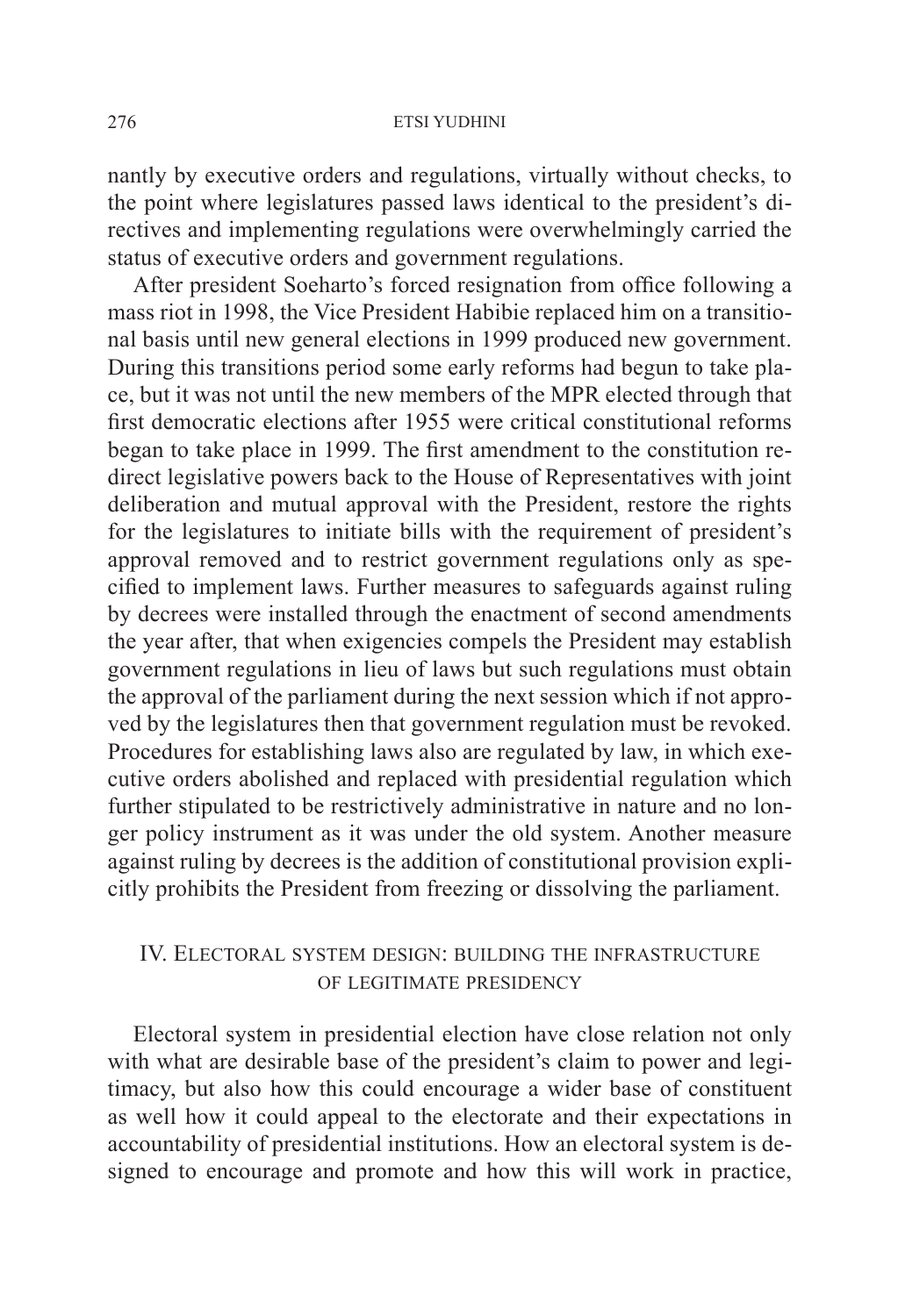nantly by executive orders and regulations, virtually without checks, to the point where legislatures passed laws identical to the president's directives and implementing regulations were overwhelmingly carried the status of executive orders and government regulations.

After president Soeharto's forced resignation from office following a mass riot in 1998, the Vice President Habibie replaced him on a transitional basis until new general elections in 1999 produced new government. During this transitions period some early reforms had begun to take place, but it was not until the new members of the MPR elected through that first democratic elections after 1955 were critical constitutional reforms began to take place in 1999. The first amendment to the constitution redirect legislative powers back to the House of Representatives with joint deliberation and mutual approval with the President, restore the rights for the legislatures to initiate bills with the requirement of president's approval removed and to restrict government regulations only as specified to implement laws. Further measures to safeguards against ruling by decrees were installed through the enactment of second amendments the year after, that when exigencies compels the President may establish government regulations in lieu of laws but such regulations must obtain the approval of the parliament during the next session which if not approved by the legislatures then that government regulation must be revoked. Procedures for establishing laws also are regulated by law, in which executive orders abolished and replaced with presidential regulation which further stipulated to be restrictively administrative in nature and no longer policy instrument as it was under the old system. Another measure against ruling by decrees is the addition of constitutional provision explicitly prohibits the President from freezing or dissolving the parliament.

## IV. Electoral system design: building the infrastructure of legitimate presidency

Electoral system in presidential election have close relation not only with what are desirable base of the president's claim to power and legitimacy, but also how this could encourage a wider base of constituent as well how it could appeal to the electorate and their expectations in accountability of presidential institutions. How an electoral system is designed to encourage and promote and how this will work in practice,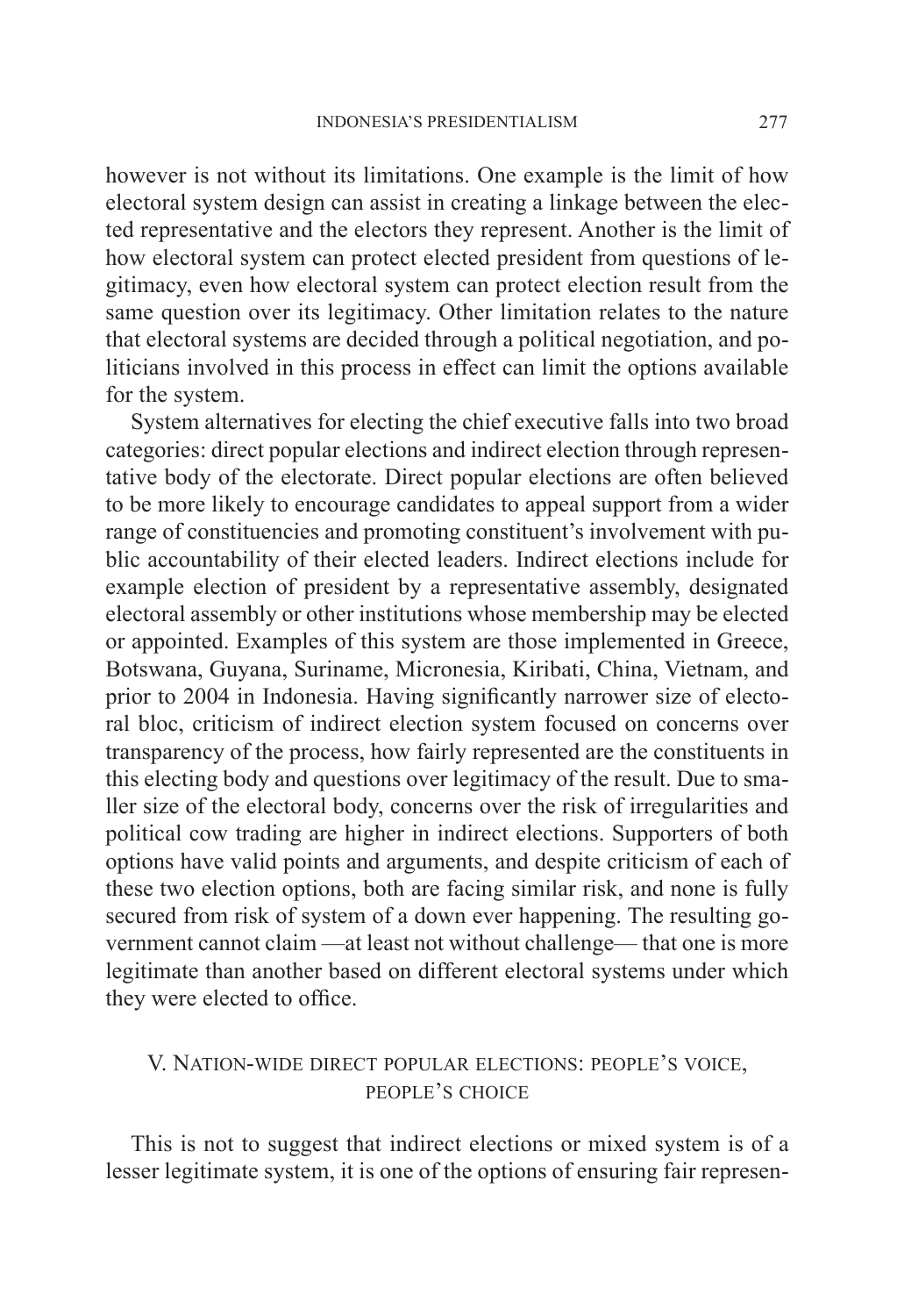however is not without its limitations. One example is the limit of how electoral system design can assist in creating a linkage between the elected representative and the electors they represent. Another is the limit of how electoral system can protect elected president from questions of legitimacy, even how electoral system can protect election result from the same question over its legitimacy. Other limitation relates to the nature that electoral systems are decided through a political negotiation, and politicians involved in this process in effect can limit the options available for the system.

System alternatives for electing the chief executive falls into two broad categories: direct popular elections and indirect election through representative body of the electorate. Direct popular elections are often believed to be more likely to encourage candidates to appeal support from a wider range of constituencies and promoting constituent's involvement with public accountability of their elected leaders. Indirect elections include for example election of president by a representative assembly, designated electoral assembly or other institutions whose membership may be elected or appointed. Examples of this system are those implemented in Greece, Botswana, Guyana, Suriname, Micronesia, Kiribati, China, Vietnam, and prior to 2004 in Indonesia. Having significantly narrower size of electoral bloc, criticism of indirect election system focused on concerns over transparency of the process, how fairly represented are the constituents in this electing body and questions over legitimacy of the result. Due to smaller size of the electoral body, concerns over the risk of irregularities and political cow trading are higher in indirect elections. Supporters of both options have valid points and arguments, and despite criticism of each of these two election options, both are facing similar risk, and none is fully secured from risk of system of a down ever happening. The resulting government cannot claim —at least not without challenge— that one is more legitimate than another based on different electoral systems under which they were elected to office.

## V. Nation-wide direct popular elections: people's voice, people's choice

This is not to suggest that indirect elections or mixed system is of a lesser legitimate system, it is one of the options of ensuring fair represen-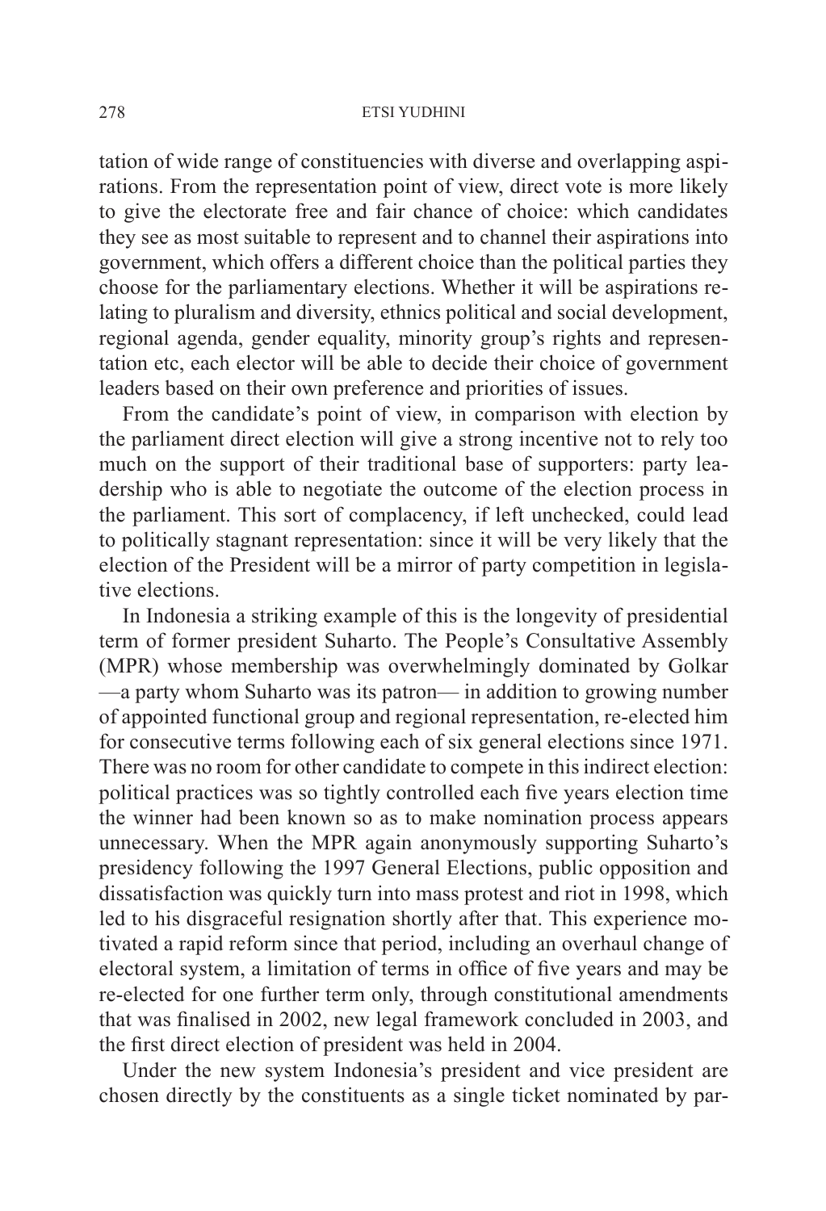tation of wide range of constituencies with diverse and overlapping aspirations. From the representation point of view, direct vote is more likely to give the electorate free and fair chance of choice: which candidates they see as most suitable to represent and to channel their aspirations into government, which offers a different choice than the political parties they choose for the parliamentary elections. Whether it will be aspirations relating to pluralism and diversity, ethnics political and social development, regional agenda, gender equality, minority group's rights and representation etc, each elector will be able to decide their choice of government leaders based on their own preference and priorities of issues.

From the candidate's point of view, in comparison with election by the parliament direct election will give a strong incentive not to rely too much on the support of their traditional base of supporters: party leadership who is able to negotiate the outcome of the election process in the parliament. This sort of complacency, if left unchecked, could lead to politically stagnant representation: since it will be very likely that the election of the President will be a mirror of party competition in legislative elections.

In Indonesia a striking example of this is the longevity of presidential term of former president Suharto. The People's Consultative Assembly (MPR) whose membership was overwhelmingly dominated by Golkar —a party whom Suharto was its patron— in addition to growing number of appointed functional group and regional representation, re-elected him for consecutive terms following each of six general elections since 1971. There was no room for other candidate to compete in this indirect election: political practices was so tightly controlled each five years election time the winner had been known so as to make nomination process appears unnecessary. When the MPR again anonymously supporting Suharto's presidency following the 1997 General Elections, public opposition and dissatisfaction was quickly turn into mass protest and riot in 1998, which led to his disgraceful resignation shortly after that. This experience motivated a rapid reform since that period, including an overhaul change of electoral system, a limitation of terms in office of five years and may be re-elected for one further term only, through constitutional amendments that was finalised in 2002, new legal framework concluded in 2003, and the first direct election of president was held in 2004.

Under the new system Indonesia's president and vice president are chosen directly by the constituents as a single ticket nominated by par-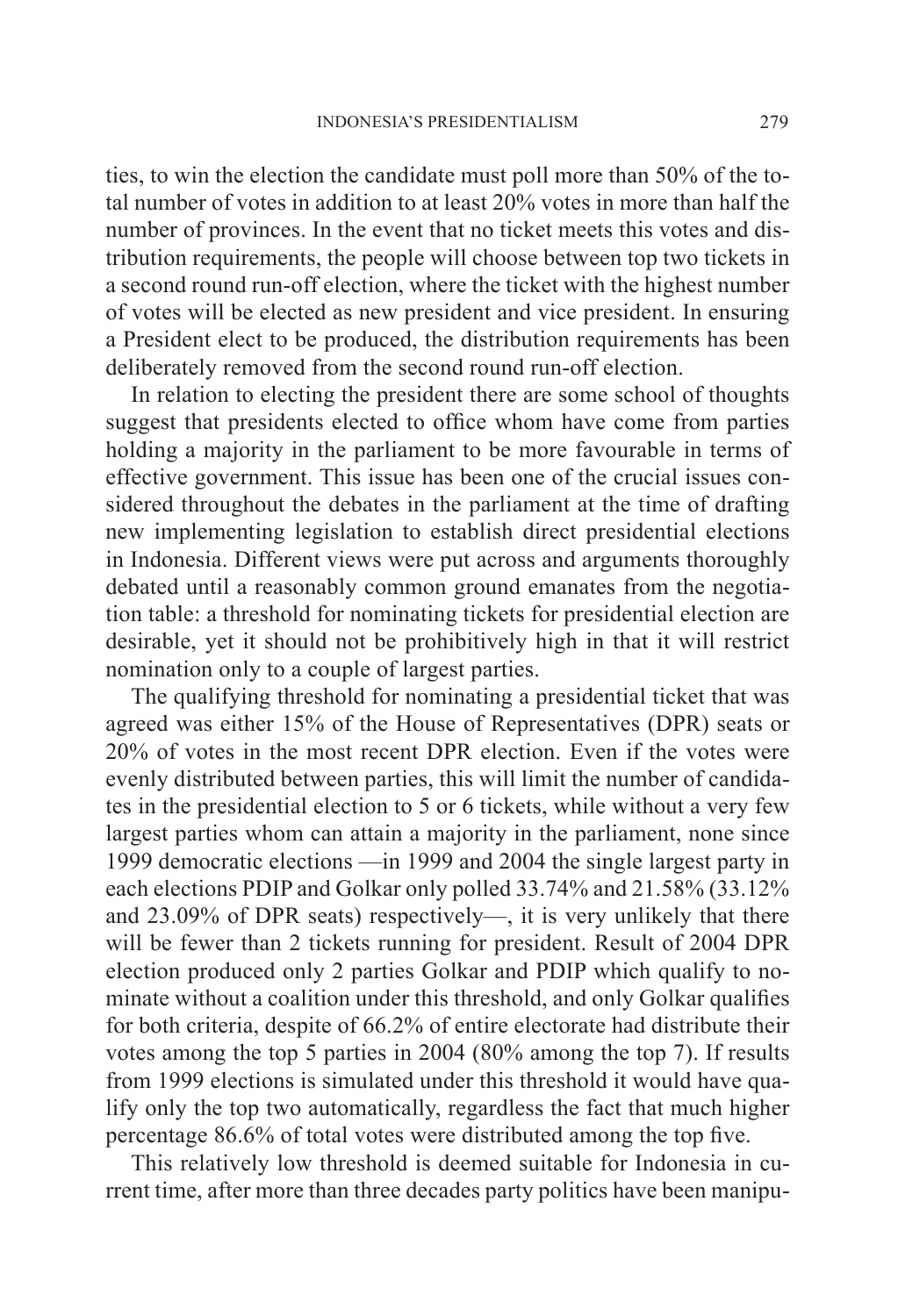ties, to win the election the candidate must poll more than 50% of the total number of votes in addition to at least 20% votes in more than half the number of provinces. In the event that no ticket meets this votes and distribution requirements, the people will choose between top two tickets in a second round run-off election, where the ticket with the highest number of votes will be elected as new president and vice president. In ensuring a President elect to be produced, the distribution requirements has been deliberately removed from the second round run-off election.

In relation to electing the president there are some school of thoughts suggest that presidents elected to office whom have come from parties holding a majority in the parliament to be more favourable in terms of effective government. This issue has been one of the crucial issues considered throughout the debates in the parliament at the time of drafting new implementing legislation to establish direct presidential elections in Indonesia. Different views were put across and arguments thoroughly debated until a reasonably common ground emanates from the negotiation table: a threshold for nominating tickets for presidential election are desirable, yet it should not be prohibitively high in that it will restrict nomination only to a couple of largest parties.

The qualifying threshold for nominating a presidential ticket that was agreed was either 15% of the House of Representatives (DPR) seats or 20% of votes in the most recent DPR election. Even if the votes were evenly distributed between parties, this will limit the number of candidates in the presidential election to 5 or 6 tickets, while without a very few largest parties whom can attain a majority in the parliament, none since 1999 democratic elections —in 1999 and 2004 the single largest party in each elections PDIP and Golkar only polled 33.74% and 21.58% (33.12% and 23.09% of DPR seats) respectively—, it is very unlikely that there will be fewer than 2 tickets running for president. Result of 2004 DPR election produced only 2 parties Golkar and PDIP which qualify to nominate without a coalition under this threshold, and only Golkar qualifies for both criteria, despite of 66.2% of entire electorate had distribute their votes among the top 5 parties in 2004 (80% among the top 7). If results from 1999 elections is simulated under this threshold it would have qualify only the top two automatically, regardless the fact that much higher percentage 86.6% of total votes were distributed among the top five.

This relatively low threshold is deemed suitable for Indonesia in current time, after more than three decades party politics have been manipu-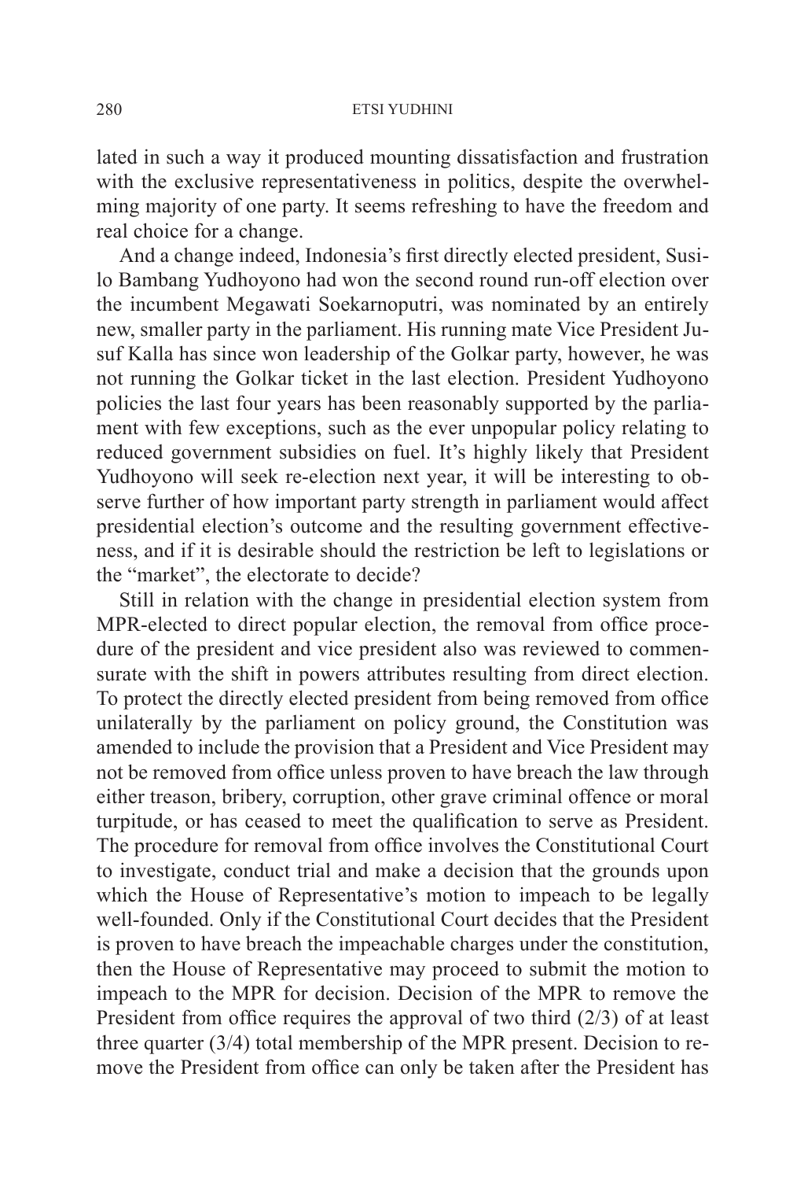lated in such a way it produced mounting dissatisfaction and frustration with the exclusive representativeness in politics, despite the overwhelming majority of one party. It seems refreshing to have the freedom and real choice for a change.

And a change indeed, Indonesia's first directly elected president, Susilo Bambang Yudhoyono had won the second round run-off election over the incumbent Megawati Soekarnoputri, was nominated by an entirely new, smaller party in the parliament. His running mate Vice President Jusuf Kalla has since won leadership of the Golkar party, however, he was not running the Golkar ticket in the last election. President Yudhoyono policies the last four years has been reasonably supported by the parliament with few exceptions, such as the ever unpopular policy relating to reduced government subsidies on fuel. It's highly likely that President Yudhoyono will seek re-election next year, it will be interesting to observe further of how important party strength in parliament would affect presidential election's outcome and the resulting government effectiveness, and if it is desirable should the restriction be left to legislations or the "market", the electorate to decide?

Still in relation with the change in presidential election system from MPR-elected to direct popular election, the removal from office procedure of the president and vice president also was reviewed to commensurate with the shift in powers attributes resulting from direct election. To protect the directly elected president from being removed from office unilaterally by the parliament on policy ground, the Constitution was amended to include the provision that a President and Vice President may not be removed from office unless proven to have breach the law through either treason, bribery, corruption, other grave criminal offence or moral turpitude, or has ceased to meet the qualification to serve as President. The procedure for removal from office involves the Constitutional Court to investigate, conduct trial and make a decision that the grounds upon which the House of Representative's motion to impeach to be legally well-founded. Only if the Constitutional Court decides that the President is proven to have breach the impeachable charges under the constitution, then the House of Representative may proceed to submit the motion to impeach to the MPR for decision. Decision of the MPR to remove the President from office requires the approval of two third (2/3) of at least three quarter (3/4) total membership of the MPR present. Decision to remove the President from office can only be taken after the President has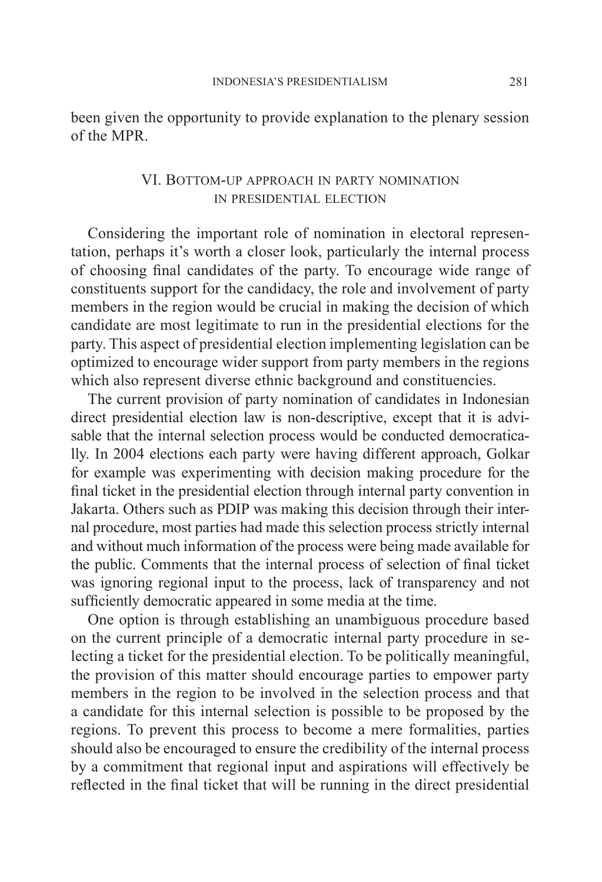been given the opportunity to provide explanation to the plenary session of the MPR.

## VI. Bottom-up approach in party nomination in presidential election

Considering the important role of nomination in electoral representation, perhaps it's worth a closer look, particularly the internal process of choosing final candidates of the party. To encourage wide range of constituents support for the candidacy, the role and involvement of party members in the region would be crucial in making the decision of which candidate are most legitimate to run in the presidential elections for the party. This aspect of presidential election implementing legislation can be optimized to encourage wider support from party members in the regions which also represent diverse ethnic background and constituencies.

The current provision of party nomination of candidates in Indonesian direct presidential election law is non-descriptive, except that it is advisable that the internal selection process would be conducted democratically. In 2004 elections each party were having different approach, Golkar for example was experimenting with decision making procedure for the final ticket in the presidential election through internal party convention in Jakarta. Others such as PDIP was making this decision through their internal procedure, most parties had made this selection process strictly internal and without much information of the process were being made available for the public. Comments that the internal process of selection of final ticket was ignoring regional input to the process, lack of transparency and not sufficiently democratic appeared in some media at the time.

One option is through establishing an unambiguous procedure based on the current principle of a democratic internal party procedure in selecting a ticket for the presidential election. To be politically meaningful, the provision of this matter should encourage parties to empower party members in the region to be involved in the selection process and that a candidate for this internal selection is possible to be proposed by the regions. To prevent this process to become a mere formalities, parties should also be encouraged to ensure the credibility of the internal process by a commitment that regional input and aspirations will effectively be reflected in the final ticket that will be running in the direct presidential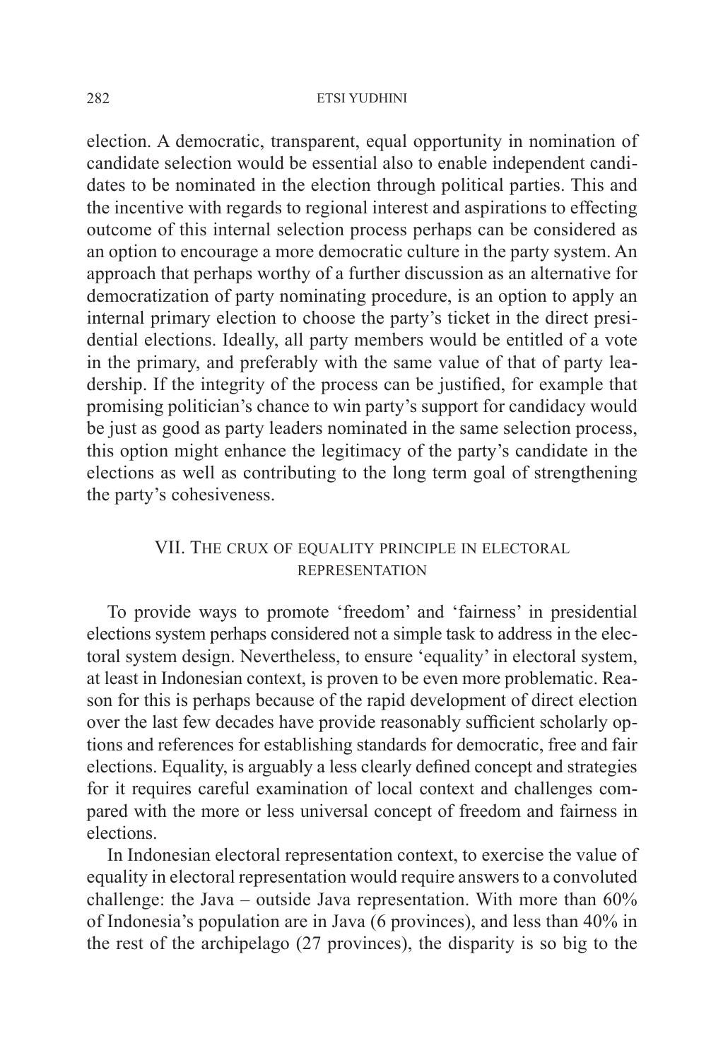election. A democratic, transparent, equal opportunity in nomination of candidate selection would be essential also to enable independent candidates to be nominated in the election through political parties. This and the incentive with regards to regional interest and aspirations to effecting outcome of this internal selection process perhaps can be considered as an option to encourage a more democratic culture in the party system. An approach that perhaps worthy of a further discussion as an alternative for democratization of party nominating procedure, is an option to apply an internal primary election to choose the party's ticket in the direct presidential elections. Ideally, all party members would be entitled of a vote in the primary, and preferably with the same value of that of party leadership. If the integrity of the process can be justified, for example that promising politician's chance to win party's support for candidacy would be just as good as party leaders nominated in the same selection process, this option might enhance the legitimacy of the party's candidate in the elections as well as contributing to the long term goal of strengthening the party's cohesiveness.

## VII. The crux of equality principle in electoral representation

To provide ways to promote 'freedom' and 'fairness' in presidential elections system perhaps considered not a simple task to address in the electoral system design. Nevertheless, to ensure 'equality' in electoral system, at least in Indonesian context, is proven to be even more problematic. Reason for this is perhaps because of the rapid development of direct election over the last few decades have provide reasonably sufficient scholarly options and references for establishing standards for democratic, free and fair elections. Equality, is arguably a less clearly defined concept and strategies for it requires careful examination of local context and challenges compared with the more or less universal concept of freedom and fairness in elections.

In Indonesian electoral representation context, to exercise the value of equality in electoral representation would require answers to a convoluted challenge: the Java – outside Java representation. With more than 60% of Indonesia's population are in Java (6 provinces), and less than 40% in the rest of the archipelago (27 provinces), the disparity is so big to the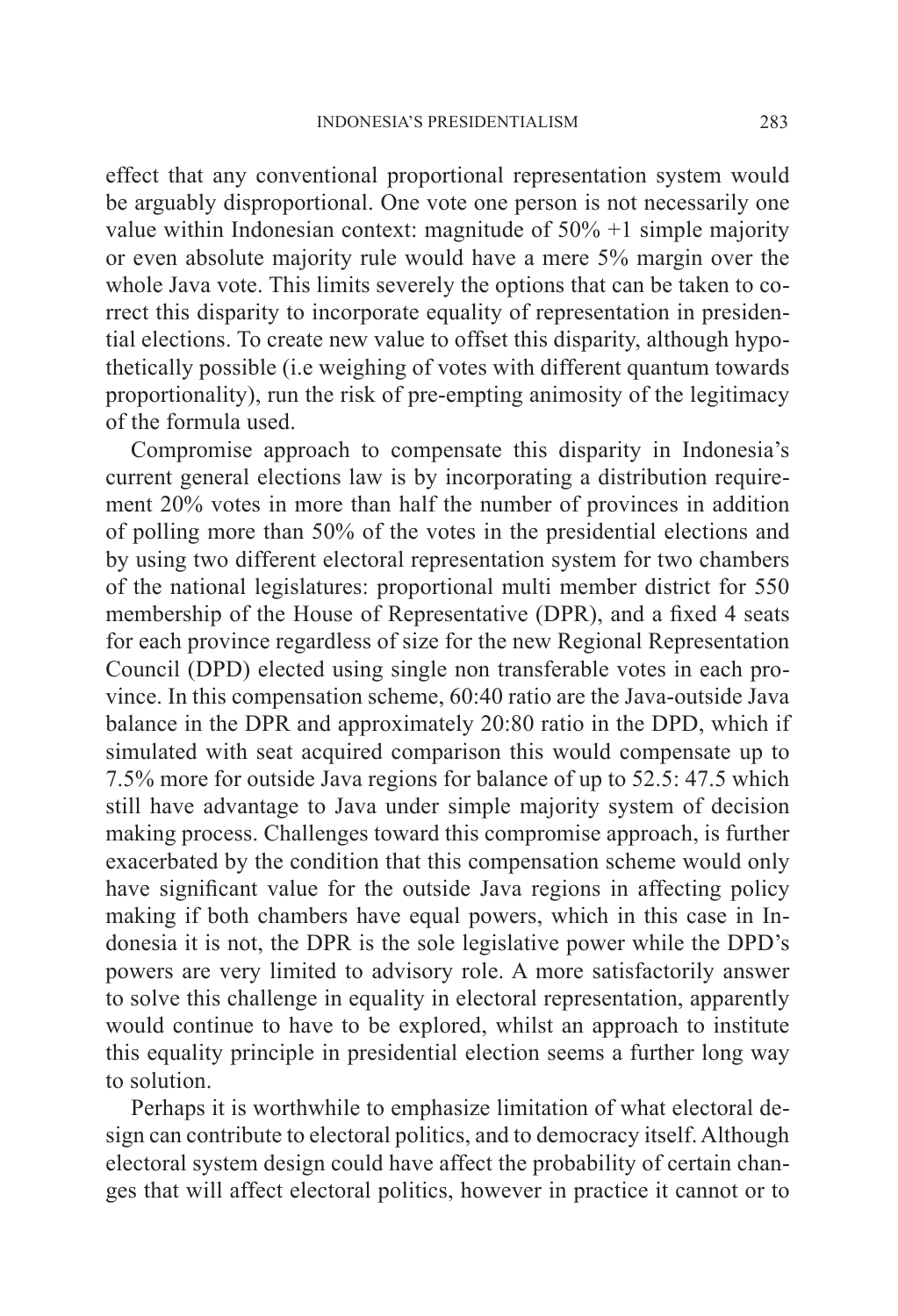effect that any conventional proportional representation system would be arguably disproportional. One vote one person is not necessarily one value within Indonesian context: magnitude of 50% +1 simple majority or even absolute majority rule would have a mere 5% margin over the whole Java vote. This limits severely the options that can be taken to correct this disparity to incorporate equality of representation in presidential elections. To create new value to offset this disparity, although hypothetically possible (i.e weighing of votes with different quantum towards proportionality), run the risk of pre-empting animosity of the legitimacy of the formula used.

Compromise approach to compensate this disparity in Indonesia's current general elections law is by incorporating a distribution requirement 20% votes in more than half the number of provinces in addition of polling more than 50% of the votes in the presidential elections and by using two different electoral representation system for two chambers of the national legislatures: proportional multi member district for 550 membership of the House of Representative (DPR), and a fixed 4 seats for each province regardless of size for the new Regional Representation Council (DPD) elected using single non transferable votes in each province. In this compensation scheme, 60:40 ratio are the Java-outside Java balance in the DPR and approximately 20:80 ratio in the DPD, which if simulated with seat acquired comparison this would compensate up to 7.5% more for outside Java regions for balance of up to 52.5: 47.5 which still have advantage to Java under simple majority system of decision making process. Challenges toward this compromise approach, is further exacerbated by the condition that this compensation scheme would only have significant value for the outside Java regions in affecting policy making if both chambers have equal powers, which in this case in Indonesia it is not, the DPR is the sole legislative power while the DPD's powers are very limited to advisory role. A more satisfactorily answer to solve this challenge in equality in electoral representation, apparently would continue to have to be explored, whilst an approach to institute this equality principle in presidential election seems a further long way to solution.

Perhaps it is worthwhile to emphasize limitation of what electoral design can contribute to electoral politics, and to democracy itself. Although electoral system design could have affect the probability of certain changes that will affect electoral politics, however in practice it cannot or to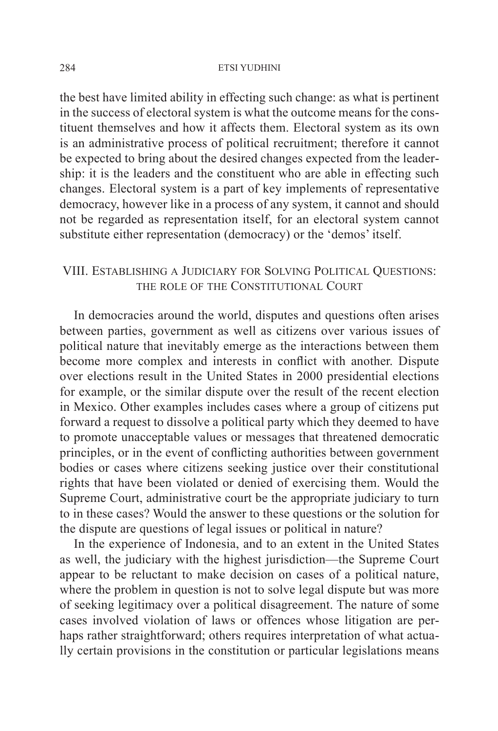the best have limited ability in effecting such change: as what is pertinent in the success of electoral system is what the outcome means for the constituent themselves and how it affects them. Electoral system as its own is an administrative process of political recruitment; therefore it cannot be expected to bring about the desired changes expected from the leadership: it is the leaders and the constituent who are able in effecting such changes. Electoral system is a part of key implements of representative democracy, however like in a process of any system, it cannot and should not be regarded as representation itself, for an electoral system cannot substitute either representation (democracy) or the 'demos' itself.

## VIII. Establishing a Judiciary for Solving Political Questions: the role of the Constitutional Court

In democracies around the world, disputes and questions often arises between parties, government as well as citizens over various issues of political nature that inevitably emerge as the interactions between them become more complex and interests in conflict with another. Dispute over elections result in the United States in 2000 presidential elections for example, or the similar dispute over the result of the recent election in Mexico. Other examples includes cases where a group of citizens put forward a request to dissolve a political party which they deemed to have to promote unacceptable values or messages that threatened democratic principles, or in the event of conflicting authorities between government bodies or cases where citizens seeking justice over their constitutional rights that have been violated or denied of exercising them. Would the Supreme Court, administrative court be the appropriate judiciary to turn to in these cases? Would the answer to these questions or the solution for the dispute are questions of legal issues or political in nature?

In the experience of Indonesia, and to an extent in the United States as well, the judiciary with the highest jurisdiction—the Supreme Court appear to be reluctant to make decision on cases of a political nature, where the problem in question is not to solve legal dispute but was more of seeking legitimacy over a political disagreement. The nature of some cases involved violation of laws or offences whose litigation are perhaps rather straightforward; others requires interpretation of what actually certain provisions in the constitution or particular legislations means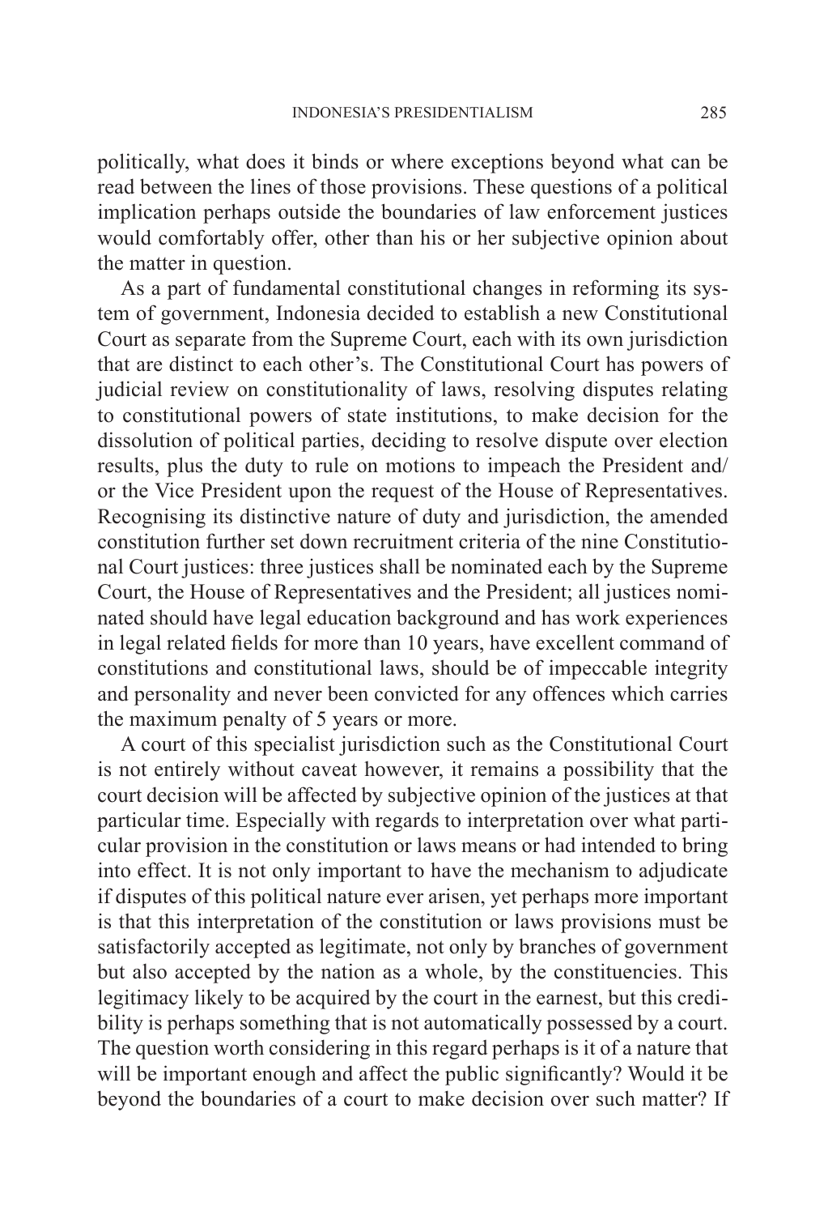politically, what does it binds or where exceptions beyond what can be read between the lines of those provisions. These questions of a political implication perhaps outside the boundaries of law enforcement justices would comfortably offer, other than his or her subjective opinion about the matter in question.

As a part of fundamental constitutional changes in reforming its system of government, Indonesia decided to establish a new Constitutional Court as separate from the Supreme Court, each with its own jurisdiction that are distinct to each other's. The Constitutional Court has powers of judicial review on constitutionality of laws, resolving disputes relating to constitutional powers of state institutions, to make decision for the dissolution of political parties, deciding to resolve dispute over election results, plus the duty to rule on motions to impeach the President and/or the Vice President upon the request of the House of Representatives. Recognising its distinctive nature of duty and jurisdiction, the amended constitution further set down recruitment criteria of the nine Constitutional Court justices: three justices shall be nominated each by the Supreme Court, the House of Representatives and the President; all justices nominated should have legal education background and has work experiences in legal related fields for more than 10 years, have excellent command of constitutions and constitutional laws, should be of impeccable integrity and personality and never been convicted for any offences which carries the maximum penalty of 5 years or more.

A court of this specialist jurisdiction such as the Constitutional Court is not entirely without caveat however, it remains a possibility that the court decision will be affected by subjective opinion of the justices at that particular time. Especially with regards to interpretation over what particular provision in the constitution or laws means or had intended to bring into effect. It is not only important to have the mechanism to adjudicate if disputes of this political nature ever arisen, yet perhaps more important is that this interpretation of the constitution or laws provisions must be satisfactorily accepted as legitimate, not only by branches of government but also accepted by the nation as a whole, by the constituencies. This legitimacy likely to be acquired by the court in the earnest, but this credibility is perhaps something that is not automatically possessed by a court. The question worth considering in this regard perhaps is it of a nature that will be important enough and affect the public significantly? Would it be beyond the boundaries of a court to make decision over such matter? If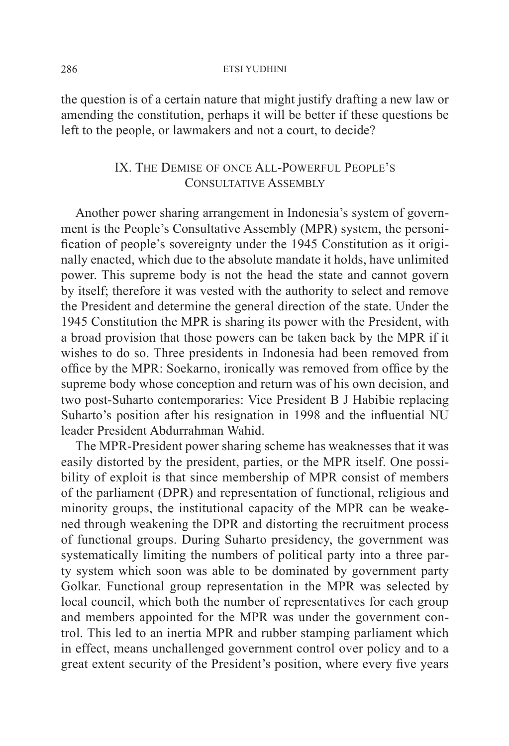the question is of a certain nature that might justify drafting a new law or amending the constitution, perhaps it will be better if these questions be left to the people, or lawmakers and not a court, to decide?

## IX. The Demise of once All-Powerful People's Consultative Assembly

Another power sharing arrangement in Indonesia's system of government is the People's Consultative Assembly (MPR) system, the personification of people's sovereignty under the 1945 Constitution as it originally enacted, which due to the absolute mandate it holds, have unlimited power. This supreme body is not the head the state and cannot govern by itself; therefore it was vested with the authority to select and remove the President and determine the general direction of the state. Under the 1945 Constitution the MPR is sharing its power with the President, with a broad provision that those powers can be taken back by the MPR if it wishes to do so. Three presidents in Indonesia had been removed from office by the MPR: Soekarno, ironically was removed from office by the supreme body whose conception and return was of his own decision, and two post-Suharto contemporaries: Vice President B J Habibie replacing Suharto's position after his resignation in 1998 and the influential NU leader President Abdurrahman Wahid.

The MPR-President power sharing scheme has weaknesses that it was easily distorted by the president, parties, or the MPR itself. One possibility of exploit is that since membership of MPR consist of members of the parliament (DPR) and representation of functional, religious and minority groups, the institutional capacity of the MPR can be weakened through weakening the DPR and distorting the recruitment process of functional groups. During Suharto presidency, the government was systematically limiting the numbers of political party into a three party system which soon was able to be dominated by government party Golkar. Functional group representation in the MPR was selected by local council, which both the number of representatives for each group and members appointed for the MPR was under the government control. This led to an inertia MPR and rubber stamping parliament which in effect, means unchallenged government control over policy and to a great extent security of the President's position, where every five years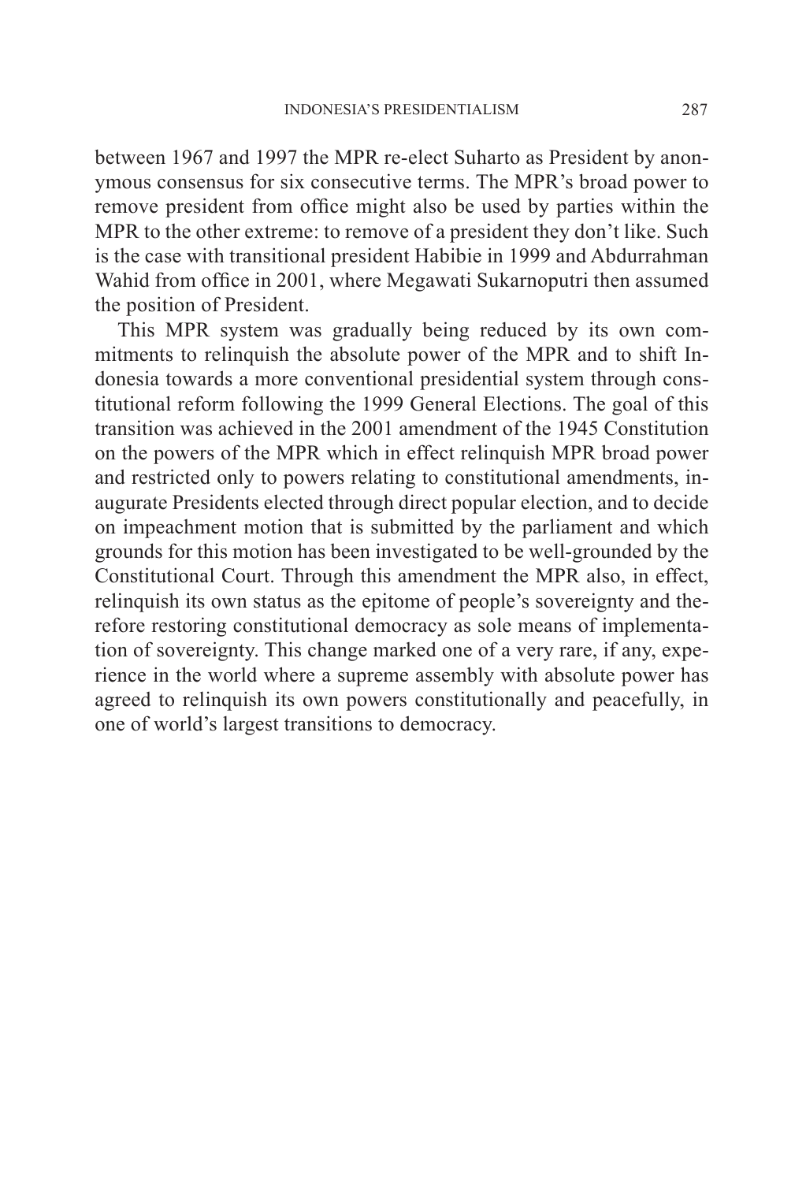between 1967 and 1997 the MPR re-elect Suharto as President by anonymous consensus for six consecutive terms. The MPR's broad power to remove president from office might also be used by parties within the MPR to the other extreme: to remove of a president they don't like. Such is the case with transitional president Habibie in 1999 and Abdurrahman Wahid from office in 2001, where Megawati Sukarnoputri then assumed the position of President.

This MPR system was gradually being reduced by its own commitments to relinquish the absolute power of the MPR and to shift Indonesia towards a more conventional presidential system through constitutional reform following the 1999 General Elections. The goal of this transition was achieved in the 2001 amendment of the 1945 Constitution on the powers of the MPR which in effect relinquish MPR broad power and restricted only to powers relating to constitutional amendments, inaugurate Presidents elected through direct popular election, and to decide on impeachment motion that is submitted by the parliament and which grounds for this motion has been investigated to be well-grounded by the Constitutional Court. Through this amendment the MPR also, in effect, relinquish its own status as the epitome of people's sovereignty and therefore restoring constitutional democracy as sole means of implementation of sovereignty. This change marked one of a very rare, if any, experience in the world where a supreme assembly with absolute power has agreed to relinquish its own powers constitutionally and peacefully, in one of world's largest transitions to democracy.